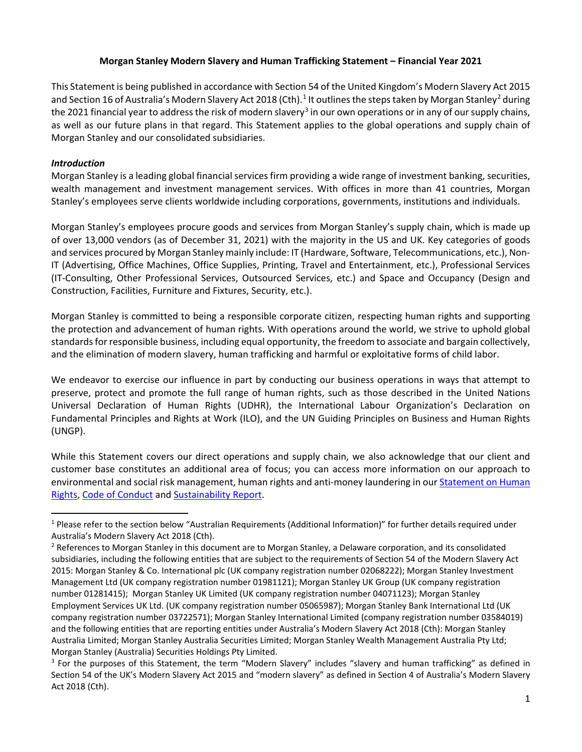**Morgan Stanley Modern Slavery and Human Trafficking Statement – Financial Year 2021**

This Statement is being published in accordance with Section 54 of the United Kingdom's Modern Slavery Act 2015 and Section 16 of Australia's Modern Slavery Act 2018 (Cth).[1] It outlines the steps taken by Morgan Stanley[2] during the 2021 financial year to address the risk of modern slavery[3] in our own operations or in any of our supply chains, as well as our future plans in that regard. This Statement applies to the global operations and supply chain of Morgan Stanley and our consolidated subsidiaries.

***Introduction***

Morgan Stanley is a leading global financial services firm providing a wide range of investment banking, securities, wealth management and investment management services. With offices in more than 41 countries, Morgan Stanley's employees serve clients worldwide including corporations, governments, institutions and individuals.

Morgan Stanley's employees procure goods and services from Morgan Stanley's supply chain, which is made up of over 13,000 vendors (as of December 31, 2021) with the majority in the US and UK. Key categories of goods and services procured by Morgan Stanley mainly include: IT (Hardware, Software, Telecommunications, etc.), Non-IT (Advertising, Office Machines, Office Supplies, Printing, Travel and Entertainment, etc.), Professional Services (IT-Consulting, Other Professional Services, Outsourced Services, etc.) and Space and Occupancy (Design and Construction, Facilities, Furniture and Fixtures, Security, etc.).

Morgan Stanley is committed to being a responsible corporate citizen, respecting human rights and supporting the protection and advancement of human rights. With operations around the world, we strive to uphold global standards for responsible business, including equal opportunity, the freedom to associate and bargain collectively, and the elimination of modern slavery, human trafficking and harmful or exploitative forms of child labor.

We endeavor to exercise our influence in part by conducting our business operations in ways that attempt to preserve, protect and promote the full range of human rights, such as those described in the United Nations Universal Declaration of Human Rights (UDHR), the International Labour Organization's Declaration on Fundamental Principles and Rights at Work (ILO), and the UN Guiding Principles on Business and Human Rights (UNGP).

While this Statement covers our direct operations and supply chain, we also acknowledge that our client and customer base constitutes an additional area of focus; you can access more information on our approach to environmental and social risk management, human rights and anti-money laundering in our Statement on Human Rights, Code of Conduct and Sustainability Report.

---

[1] Please refer to the section below "Australian Requirements (Additional Information)" for further details required under Australia's Modern Slavery Act 2018 (Cth).

[2] References to Morgan Stanley in this document are to Morgan Stanley, a Delaware corporation, and its consolidated subsidiaries, including the following entities that are subject to the requirements of Section 54 of the Modern Slavery Act 2015: Morgan Stanley & Co. International plc (UK company registration number 02068222); Morgan Stanley Investment Management Ltd (UK company registration number 01981121); Morgan Stanley UK Group (UK company registration number 01281415); Morgan Stanley UK Limited (UK company registration number 04071123); Morgan Stanley Employment Services UK Ltd. (UK company registration number 05065987); Morgan Stanley Bank International Ltd (UK company registration number 03722571); Morgan Stanley International Limited (company registration number 03584019) and the following entities that are reporting entities under Australia's Modern Slavery Act 2018 (Cth): Morgan Stanley Australia Limited; Morgan Stanley Australia Securities Limited; Morgan Stanley Wealth Management Australia Pty Ltd; Morgan Stanley (Australia) Securities Holdings Pty Limited.

[3] For the purposes of this Statement, the term "Modern Slavery" includes "slavery and human trafficking" as defined in Section 54 of the UK's Modern Slavery Act 2015 and "modern slavery" as defined in Section 4 of Australia's Modern Slavery Act 2018 (Cth).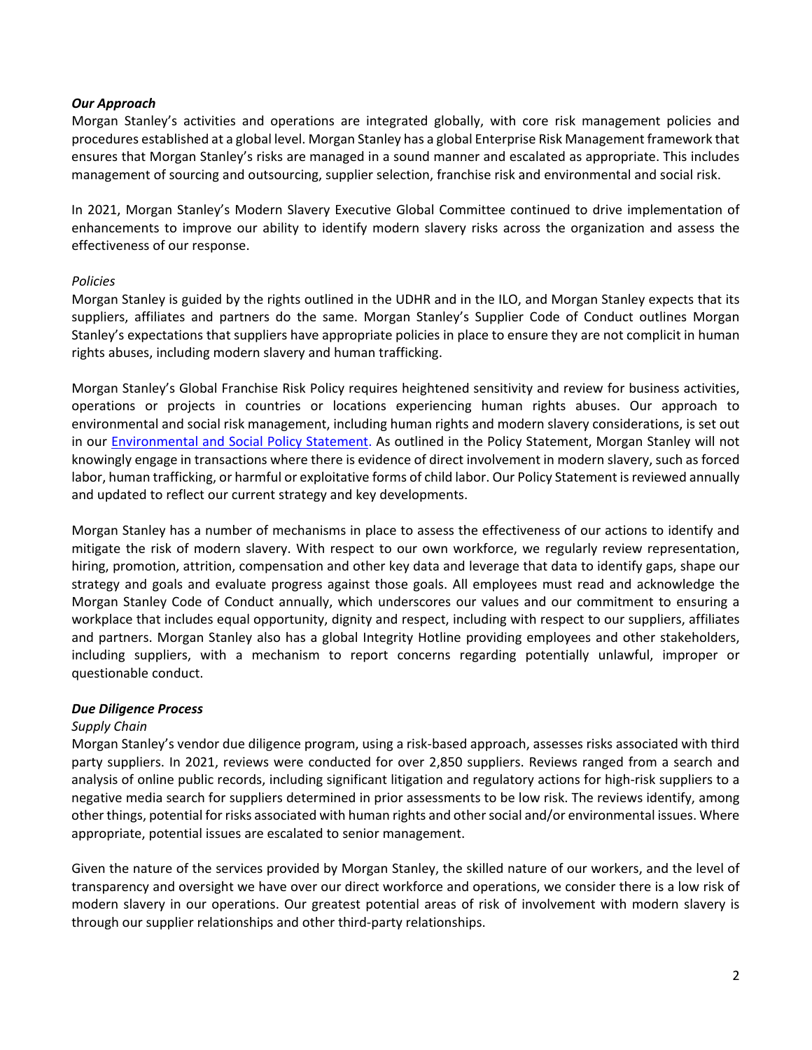### *Our Approach*

Morgan Stanley's activities and operations are integrated globally, with core risk management policies and procedures established at a global level. Morgan Stanley has a global Enterprise Risk Management framework that ensures that Morgan Stanley's risks are managed in a sound manner and escalated as appropriate. This includes management of sourcing and outsourcing, supplier selection, franchise risk and environmental and social risk.

In 2021, Morgan Stanley's Modern Slavery Executive Global Committee continued to drive implementation of enhancements to improve our ability to identify modern slavery risks across the organization and assess the effectiveness of our response.

*Policies*

Morgan Stanley is guided by the rights outlined in the UDHR and in the ILO, and Morgan Stanley expects that its suppliers, affiliates and partners do the same. Morgan Stanley's Supplier Code of Conduct outlines Morgan Stanley's expectations that suppliers have appropriate policies in place to ensure they are not complicit in human rights abuses, including modern slavery and human trafficking.

Morgan Stanley's Global Franchise Risk Policy requires heightened sensitivity and review for business activities, operations or projects in countries or locations experiencing human rights abuses. Our approach to environmental and social risk management, including human rights and modern slavery considerations, is set out in our Environmental and Social Policy Statement. As outlined in the Policy Statement, Morgan Stanley will not knowingly engage in transactions where there is evidence of direct involvement in modern slavery, such as forced labor, human trafficking, or harmful or exploitative forms of child labor. Our Policy Statement is reviewed annually and updated to reflect our current strategy and key developments.

Morgan Stanley has a number of mechanisms in place to assess the effectiveness of our actions to identify and mitigate the risk of modern slavery. With respect to our own workforce, we regularly review representation, hiring, promotion, attrition, compensation and other key data and leverage that data to identify gaps, shape our strategy and goals and evaluate progress against those goals. All employees must read and acknowledge the Morgan Stanley Code of Conduct annually, which underscores our values and our commitment to ensuring a workplace that includes equal opportunity, dignity and respect, including with respect to our suppliers, affiliates and partners. Morgan Stanley also has a global Integrity Hotline providing employees and other stakeholders, including suppliers, with a mechanism to report concerns regarding potentially unlawful, improper or questionable conduct.

### *Due Diligence Process*

*Supply Chain*

Morgan Stanley's vendor due diligence program, using a risk-based approach, assesses risks associated with third party suppliers. In 2021, reviews were conducted for over 2,850 suppliers. Reviews ranged from a search and analysis of online public records, including significant litigation and regulatory actions for high-risk suppliers to a negative media search for suppliers determined in prior assessments to be low risk. The reviews identify, among other things, potential for risks associated with human rights and other social and/or environmental issues. Where appropriate, potential issues are escalated to senior management.

Given the nature of the services provided by Morgan Stanley, the skilled nature of our workers, and the level of transparency and oversight we have over our direct workforce and operations, we consider there is a low risk of modern slavery in our operations. Our greatest potential areas of risk of involvement with modern slavery is through our supplier relationships and other third-party relationships.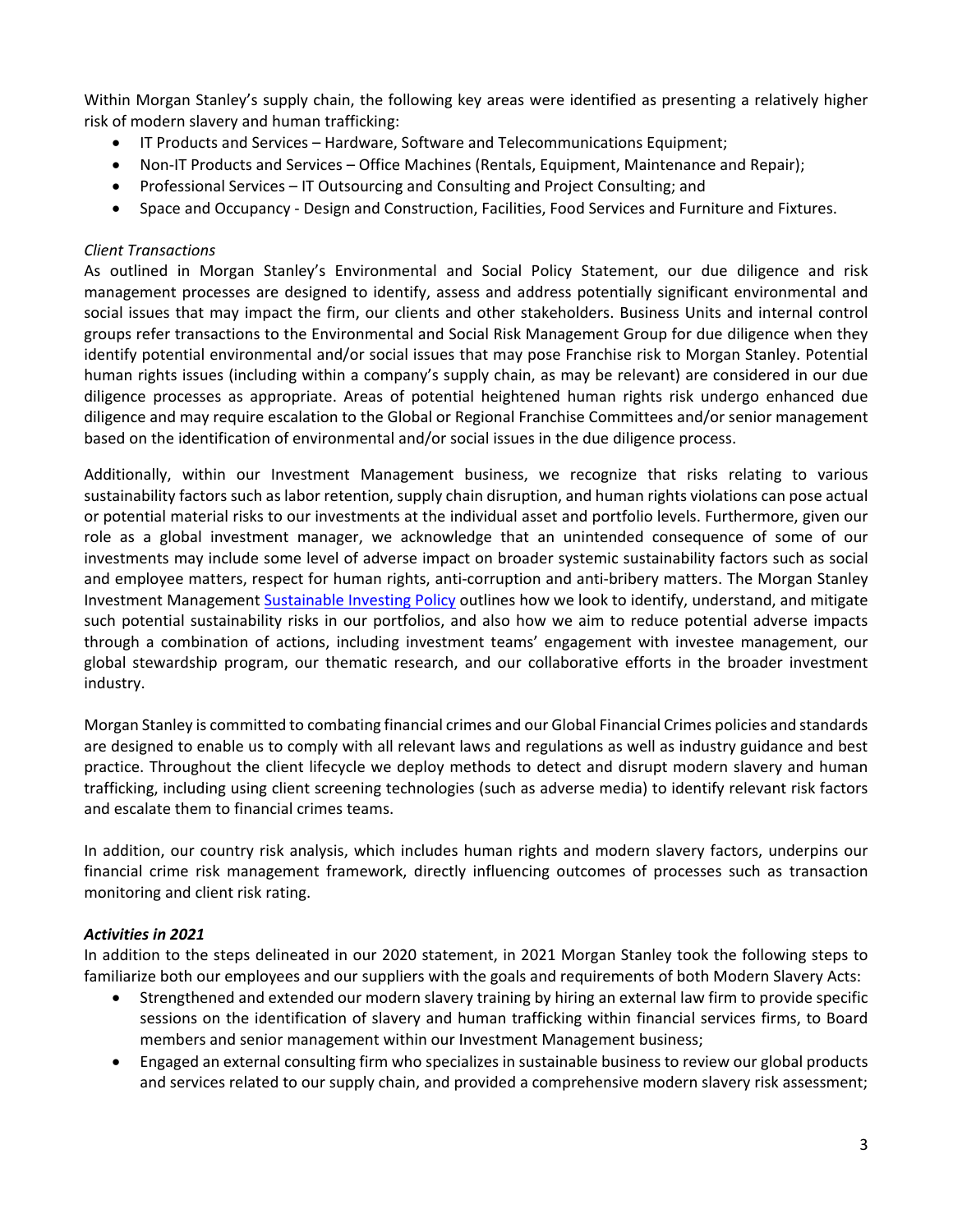Within Morgan Stanley's supply chain, the following key areas were identified as presenting a relatively higher risk of modern slavery and human trafficking:

- IT Products and Services – Hardware, Software and Telecommunications Equipment;
- Non-IT Products and Services – Office Machines (Rentals, Equipment, Maintenance and Repair);
- Professional Services – IT Outsourcing and Consulting and Project Consulting; and
- Space and Occupancy - Design and Construction, Facilities, Food Services and Furniture and Fixtures.

*Client Transactions*

As outlined in Morgan Stanley's Environmental and Social Policy Statement, our due diligence and risk management processes are designed to identify, assess and address potentially significant environmental and social issues that may impact the firm, our clients and other stakeholders. Business Units and internal control groups refer transactions to the Environmental and Social Risk Management Group for due diligence when they identify potential environmental and/or social issues that may pose Franchise risk to Morgan Stanley. Potential human rights issues (including within a company's supply chain, as may be relevant) are considered in our due diligence processes as appropriate. Areas of potential heightened human rights risk undergo enhanced due diligence and may require escalation to the Global or Regional Franchise Committees and/or senior management based on the identification of environmental and/or social issues in the due diligence process.

Additionally, within our Investment Management business, we recognize that risks relating to various sustainability factors such as labor retention, supply chain disruption, and human rights violations can pose actual or potential material risks to our investments at the individual asset and portfolio levels. Furthermore, given our role as a global investment manager, we acknowledge that an unintended consequence of some of our investments may include some level of adverse impact on broader systemic sustainability factors such as social and employee matters, respect for human rights, anti-corruption and anti-bribery matters. The Morgan Stanley Investment Management Sustainable Investing Policy outlines how we look to identify, understand, and mitigate such potential sustainability risks in our portfolios, and also how we aim to reduce potential adverse impacts through a combination of actions, including investment teams' engagement with investee management, our global stewardship program, our thematic research, and our collaborative efforts in the broader investment industry.

Morgan Stanley is committed to combating financial crimes and our Global Financial Crimes policies and standards are designed to enable us to comply with all relevant laws and regulations as well as industry guidance and best practice. Throughout the client lifecycle we deploy methods to detect and disrupt modern slavery and human trafficking, including using client screening technologies (such as adverse media) to identify relevant risk factors and escalate them to financial crimes teams.

In addition, our country risk analysis, which includes human rights and modern slavery factors, underpins our financial crime risk management framework, directly influencing outcomes of processes such as transaction monitoring and client risk rating.

***Activities in 2021***

In addition to the steps delineated in our 2020 statement, in 2021 Morgan Stanley took the following steps to familiarize both our employees and our suppliers with the goals and requirements of both Modern Slavery Acts:

- Strengthened and extended our modern slavery training by hiring an external law firm to provide specific sessions on the identification of slavery and human trafficking within financial services firms, to Board members and senior management within our Investment Management business;
- Engaged an external consulting firm who specializes in sustainable business to review our global products and services related to our supply chain, and provided a comprehensive modern slavery risk assessment;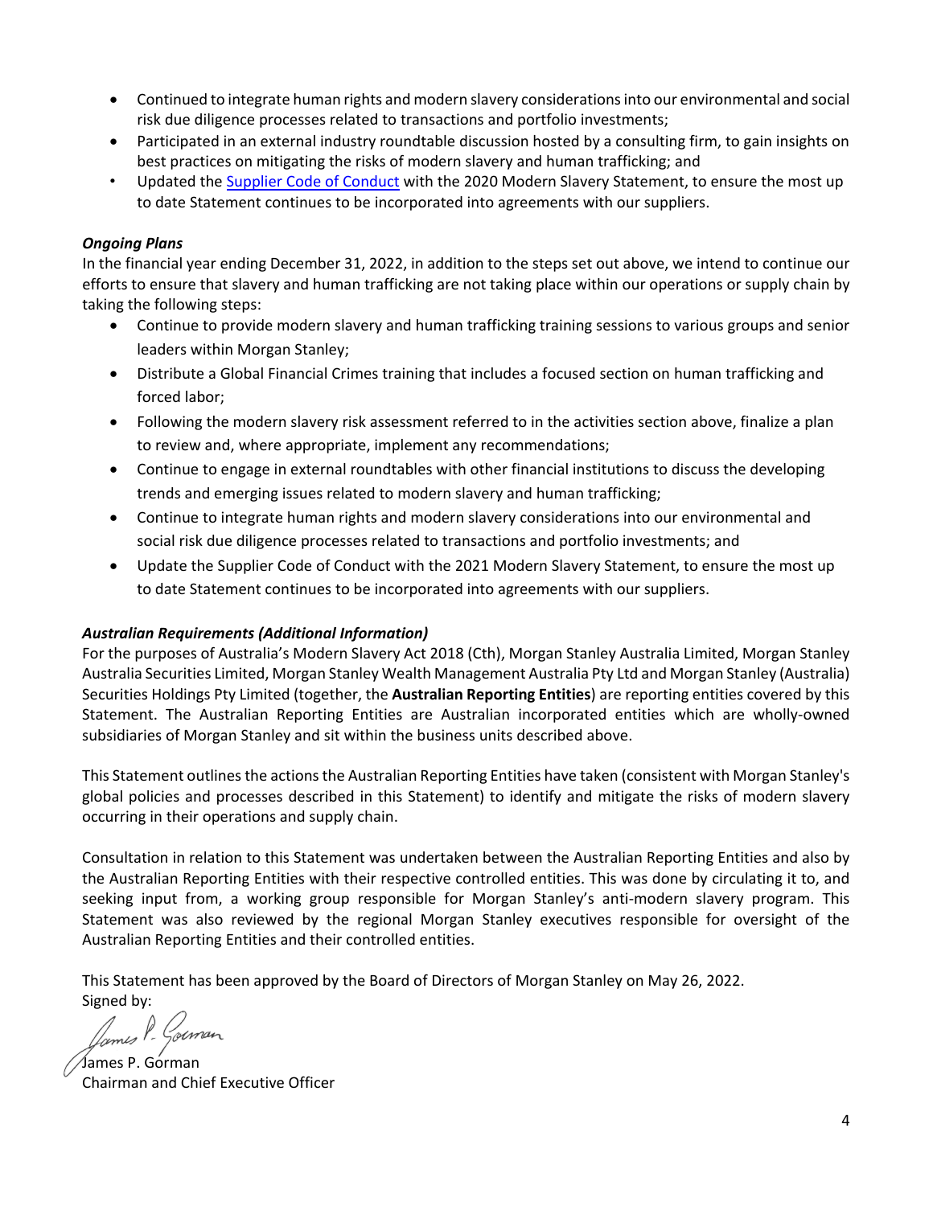- Continued to integrate human rights and modern slavery considerations into our environmental and social risk due diligence processes related to transactions and portfolio investments;
- Participated in an external industry roundtable discussion hosted by a consulting firm, to gain insights on best practices on mitigating the risks of modern slavery and human trafficking; and
- Updated the [Supplier Code of Conduct]() with the 2020 Modern Slavery Statement, to ensure the most up to date Statement continues to be incorporated into agreements with our suppliers.

***Ongoing Plans***

In the financial year ending December 31, 2022, in addition to the steps set out above, we intend to continue our efforts to ensure that slavery and human trafficking are not taking place within our operations or supply chain by taking the following steps:

- Continue to provide modern slavery and human trafficking training sessions to various groups and senior leaders within Morgan Stanley;
- Distribute a Global Financial Crimes training that includes a focused section on human trafficking and forced labor;
- Following the modern slavery risk assessment referred to in the activities section above, finalize a plan to review and, where appropriate, implement any recommendations;
- Continue to engage in external roundtables with other financial institutions to discuss the developing trends and emerging issues related to modern slavery and human trafficking;
- Continue to integrate human rights and modern slavery considerations into our environmental and social risk due diligence processes related to transactions and portfolio investments; and
- Update the Supplier Code of Conduct with the 2021 Modern Slavery Statement, to ensure the most up to date Statement continues to be incorporated into agreements with our suppliers.

***Australian Requirements (Additional Information)***

For the purposes of Australia's Modern Slavery Act 2018 (Cth), Morgan Stanley Australia Limited, Morgan Stanley Australia Securities Limited, Morgan Stanley Wealth Management Australia Pty Ltd and Morgan Stanley (Australia) Securities Holdings Pty Limited (together, the **Australian Reporting Entities**) are reporting entities covered by this Statement. The Australian Reporting Entities are Australian incorporated entities which are wholly-owned subsidiaries of Morgan Stanley and sit within the business units described above.

This Statement outlines the actions the Australian Reporting Entities have taken (consistent with Morgan Stanley's global policies and processes described in this Statement) to identify and mitigate the risks of modern slavery occurring in their operations and supply chain.

Consultation in relation to this Statement was undertaken between the Australian Reporting Entities and also by the Australian Reporting Entities with their respective controlled entities. This was done by circulating it to, and seeking input from, a working group responsible for Morgan Stanley's anti-modern slavery program. This Statement was also reviewed by the regional Morgan Stanley executives responsible for oversight of the Australian Reporting Entities and their controlled entities.

This Statement has been approved by the Board of Directors of Morgan Stanley on May 26, 2022.

Signed by:

James P. Gorman
Chairman and Chief Executive Officer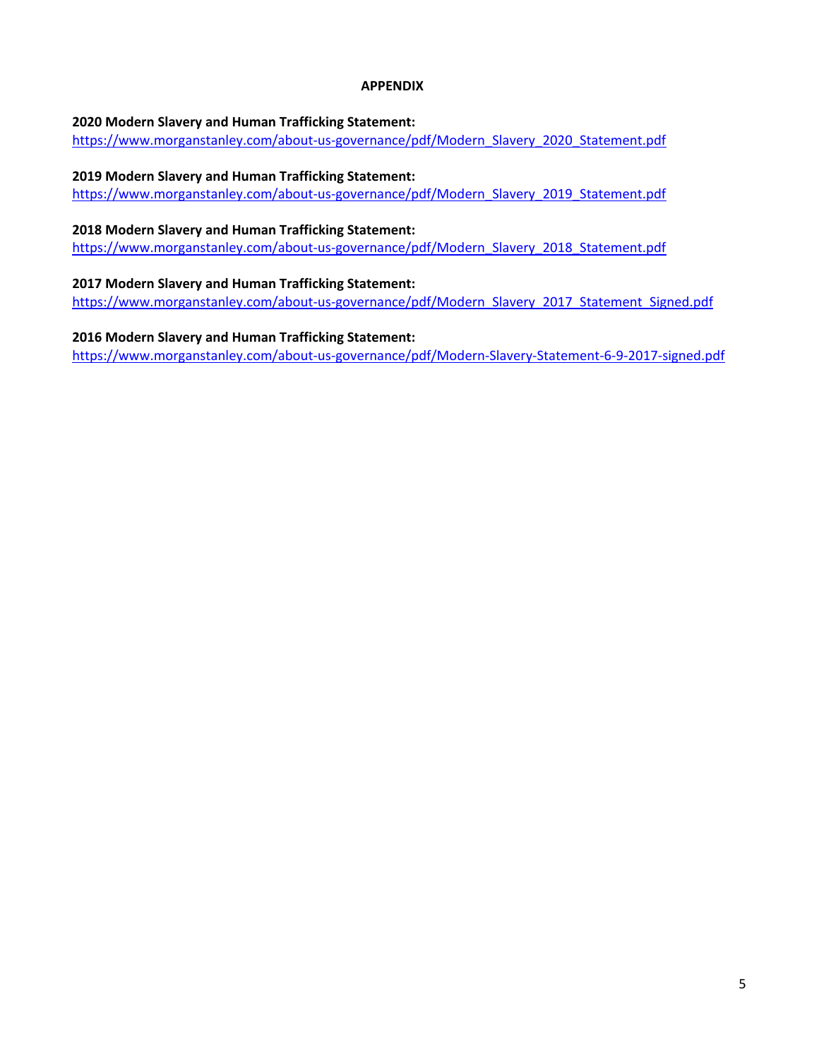## APPENDIX

**2020 Modern Slavery and Human Trafficking Statement:**
https://www.morganstanley.com/about-us-governance/pdf/Modern_Slavery_2020_Statement.pdf

**2019 Modern Slavery and Human Trafficking Statement:**
https://www.morganstanley.com/about-us-governance/pdf/Modern_Slavery_2019_Statement.pdf

**2018 Modern Slavery and Human Trafficking Statement:**
https://www.morganstanley.com/about-us-governance/pdf/Modern_Slavery_2018_Statement.pdf

**2017 Modern Slavery and Human Trafficking Statement:**
https://www.morganstanley.com/about-us-governance/pdf/Modern_Slavery_2017_Statement_Signed.pdf

**2016 Modern Slavery and Human Trafficking Statement:**
https://www.morganstanley.com/about-us-governance/pdf/Modern-Slavery-Statement-6-9-2017-signed.pdf